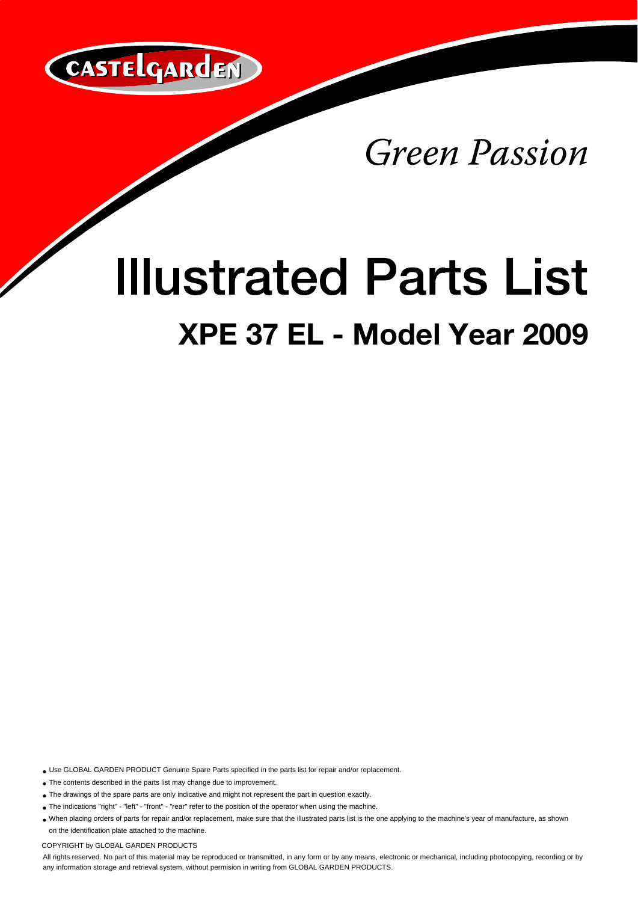CASTELGARDEN

*Green Passion*

# Illustrated Parts List

## XPE 37 EL - Model Year 2009

- Use GLOBAL GARDEN PRODUCT Genuine Spare Parts specified in the parts list for repair and/or replacement.
- The contents described in the parts list may change due to improvement.
- The drawings of the spare parts are only indicative and might not represent the part in question exactly.
- The indications "right" - "left" - "front" - "rear" refer to the position of the operator when using the machine.
- When placing orders of parts for repair and/or replacement, make sure that the illustrated parts list is the one applying to the machine's year of manufacture, as shown on the identification plate attached to the machine.

COPYRIGHT by GLOBAL GARDEN PRODUCTS

All rights reserved. No part of this material may be reproduced or transmitted, in any form or by any means, electronic or mechanical, including photocopying, recording or by any information storage and retrieval system, without permision in writing from GLOBAL GARDEN PRODUCTS.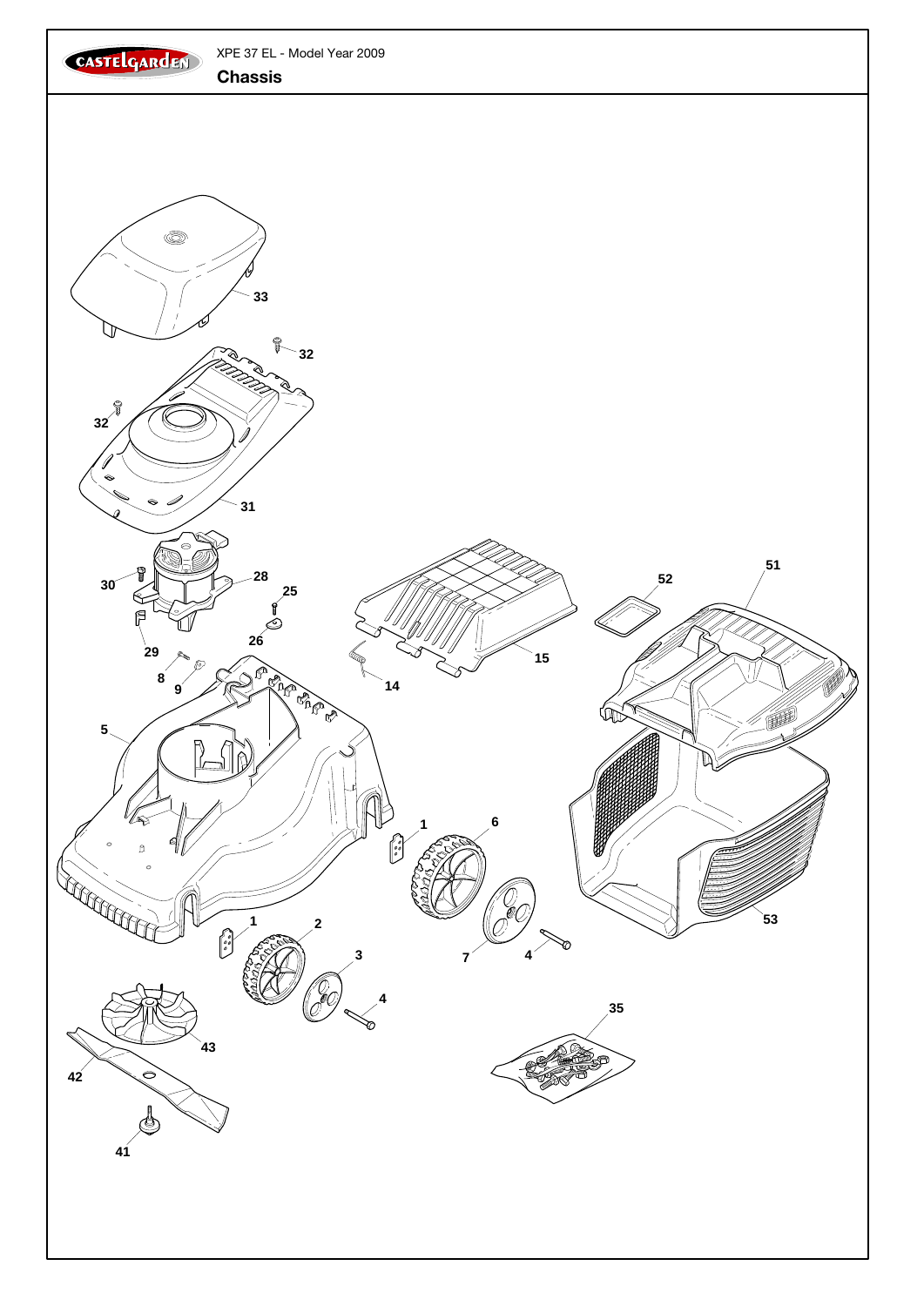XPE 37 EL - Model Year 2009

## Chassis

33

32

32

31

30

28

25

26

29

8

9

14

15

52

51

5

1

6

1

2

3

7

4

4

53

43

42

41

35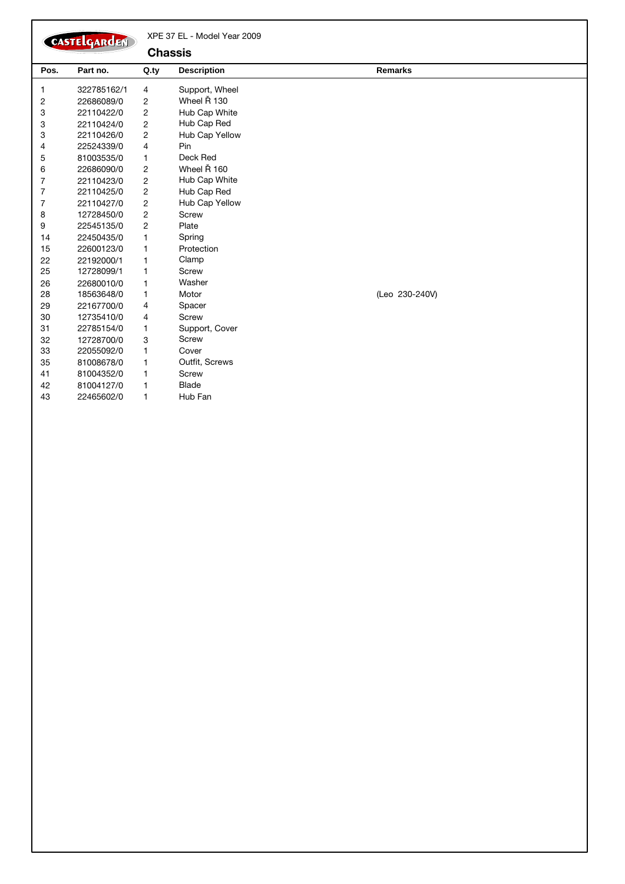CASTELGARDEN

XPE 37 EL - Model Year 2009

## Chassis

| Pos. | Part no. | Q.ty | Description | Remarks |
|---|---|---|---|---|
| 1 | 322785162/1 | 4 | Support, Wheel | |
| 2 | 22686089/0 | 2 | Wheel Ř 130 | |
| 3 | 22110422/0 | 2 | Hub Cap White | |
| 3 | 22110424/0 | 2 | Hub Cap Red | |
| 3 | 22110426/0 | 2 | Hub Cap Yellow | |
| 4 | 22524339/0 | 4 | Pin | |
| 5 | 81003535/0 | 1 | Deck Red | |
| 6 | 22686090/0 | 2 | Wheel Ř 160 | |
| 7 | 22110423/0 | 2 | Hub Cap White | |
| 7 | 22110425/0 | 2 | Hub Cap Red | |
| 7 | 22110427/0 | 2 | Hub Cap Yellow | |
| 8 | 12728450/0 | 2 | Screw | |
| 9 | 22545135/0 | 2 | Plate | |
| 14 | 22450435/0 | 1 | Spring | |
| 15 | 22600123/0 | 1 | Protection | |
| 22 | 22192000/1 | 1 | Clamp | |
| 25 | 12728099/1 | 1 | Screw | |
| 26 | 22680010/0 | 1 | Washer | |
| 28 | 18563648/0 | 1 | Motor | (Leo 230-240V) |
| 29 | 22167700/0 | 4 | Spacer | |
| 30 | 12735410/0 | 4 | Screw | |
| 31 | 22785154/0 | 1 | Support, Cover | |
| 32 | 12728700/0 | 3 | Screw | |
| 33 | 22055092/0 | 1 | Cover | |
| 35 | 81008678/0 | 1 | Outfit, Screws | |
| 41 | 81004352/0 | 1 | Screw | |
| 42 | 81004127/0 | 1 | Blade | |
| 43 | 22465602/0 | 1 | Hub Fan | |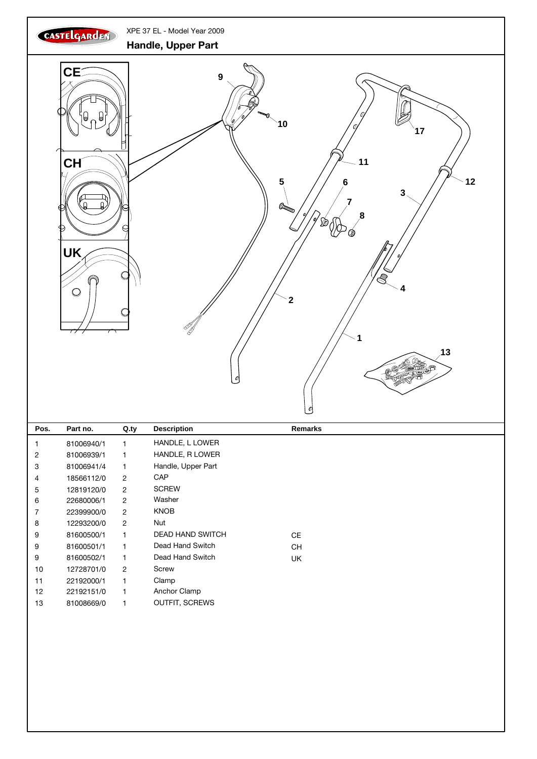XPE 37 EL - Model Year 2009

## Handle, Upper Part

| Pos. | Part no. | Q.ty | Description | Remarks |
|---|---|---|---|---|
| 1 | 81006940/1 | 1 | HANDLE, L LOWER | |
| 2 | 81006939/1 | 1 | HANDLE, R LOWER | |
| 3 | 81006941/4 | 1 | Handle, Upper Part | |
| 4 | 18566112/0 | 2 | CAP | |
| 5 | 12819120/0 | 2 | SCREW | |
| 6 | 22680006/1 | 2 | Washer | |
| 7 | 22399900/0 | 2 | KNOB | |
| 8 | 12293200/0 | 2 | Nut | |
| 9 | 81600500/1 | 1 | DEAD HAND SWITCH | CE |
| 9 | 81600501/1 | 1 | Dead Hand Switch | CH |
| 9 | 81600502/1 | 1 | Dead Hand Switch | UK |
| 10 | 12728701/0 | 2 | Screw | |
| 11 | 22192000/1 | 1 | Clamp | |
| 12 | 22192151/0 | 1 | Anchor Clamp | |
| 13 | 81008669/0 | 1 | OUTFIT, SCREWS | |